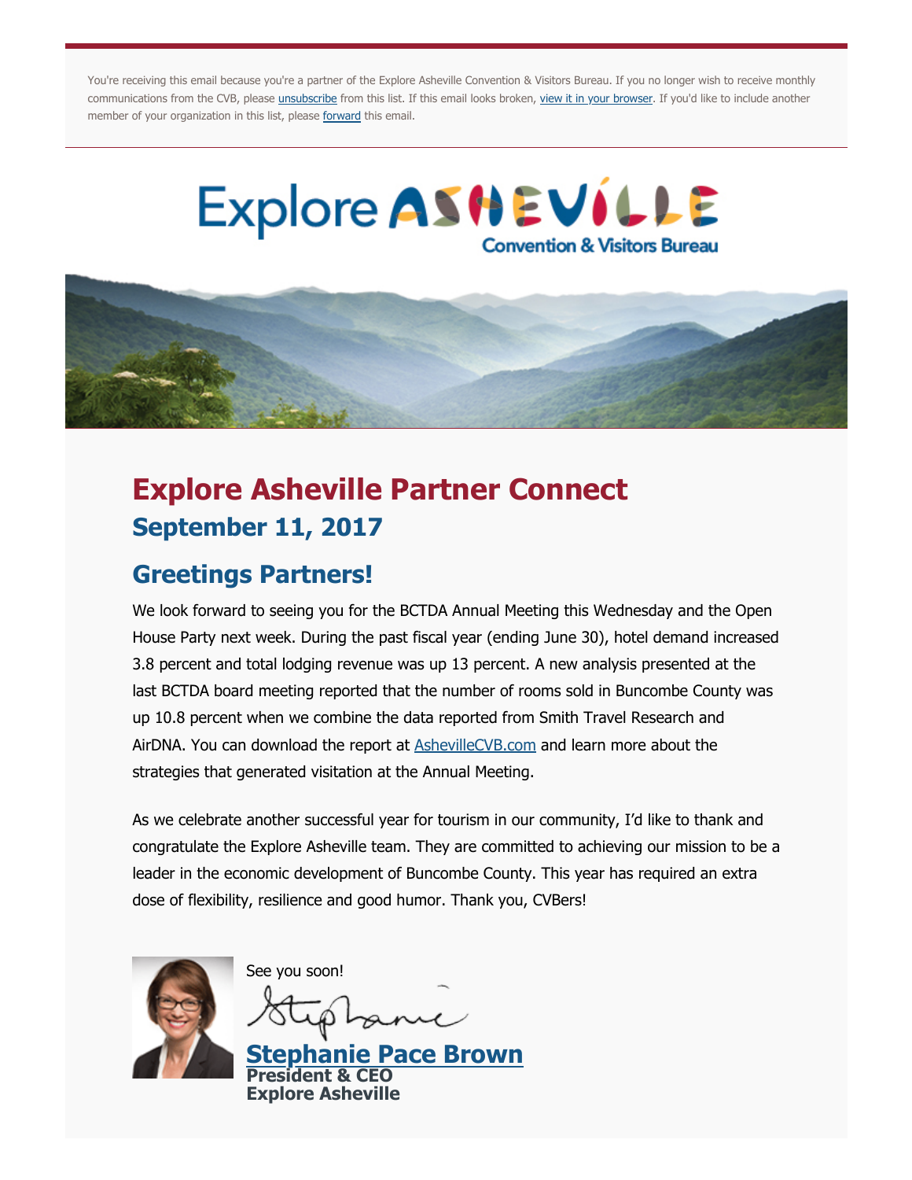You're receiving this email because you're a partner of the Explore Asheville Convention & Visitors Bureau. If you no longer wish to receive monthly communications from the CVB, please unsubscribe from this list. If this email looks broken, view it in your browser. If you'd like to include another member of your organization in this list, please forward this email.

Explore Asheville Convention & Visitors Bureau

# Explore Asheville Partner Connect

## September 11, 2017

## Greetings Partners!

We look forward to seeing you for the BCTDA Annual Meeting this Wednesday and the Open House Party next week. During the past fiscal year (ending June 30), hotel demand increased 3.8 percent and total lodging revenue was up 13 percent. A new analysis presented at the last BCTDA board meeting reported that the number of rooms sold in Buncombe County was up 10.8 percent when we combine the data reported from Smith Travel Research and AirDNA. You can download the report at AshevilleCVB.com and learn more about the strategies that generated visitation at the Annual Meeting.

As we celebrate another successful year for tourism in our community, I'd like to thank and congratulate the Explore Asheville team. They are committed to achieving our mission to be a leader in the economic development of Buncombe County. This year has required an extra dose of flexibility, resilience and good humor. Thank you, CVBers!

See you soon!

Stephanie

**Stephanie Pace Brown**
**President & CEO**
**Explore Asheville**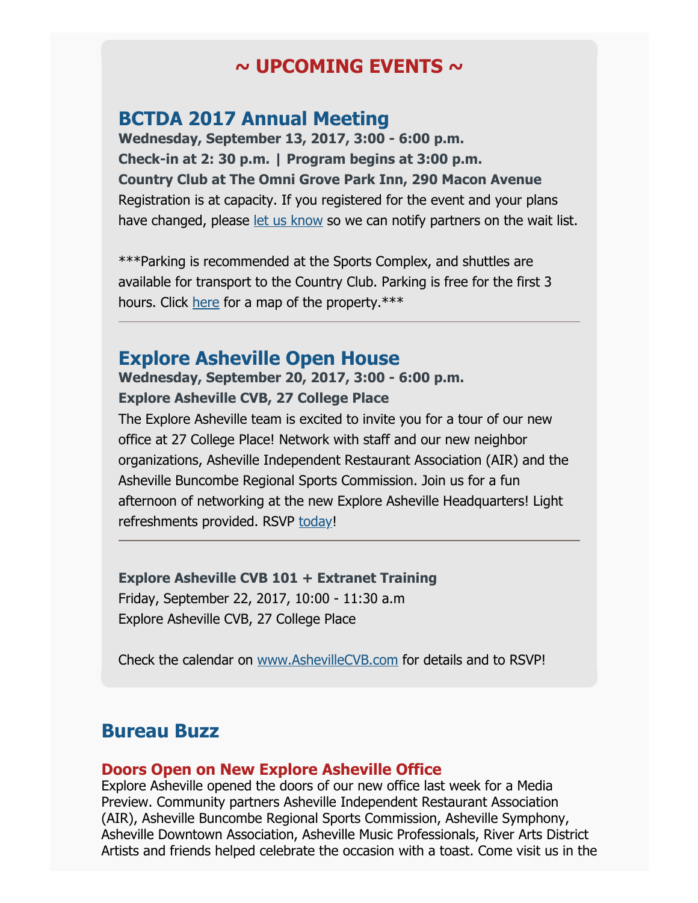## ~ UPCOMING EVENTS ~

### BCTDA 2017 Annual Meeting

**Wednesday, September 13, 2017, 3:00 - 6:00 p.m.**
**Check-in at 2: 30 p.m. | Program begins at 3:00 p.m.**
**Country Club at The Omni Grove Park Inn, 290 Macon Avenue**
Registration is at capacity. If you registered for the event and your plans have changed, please let us know so we can notify partners on the wait list.

***Parking is recommended at the Sports Complex, and shuttles are available for transport to the Country Club. Parking is free for the first 3 hours. Click here for a map of the property.***

---

### Explore Asheville Open House

**Wednesday, September 20, 2017, 3:00 - 6:00 p.m.**
**Explore Asheville CVB, 27 College Place**
The Explore Asheville team is excited to invite you for a tour of our new office at 27 College Place! Network with staff and our new neighbor organizations, Asheville Independent Restaurant Association (AIR) and the Asheville Buncombe Regional Sports Commission. Join us for a fun afternoon of networking at the new Explore Asheville Headquarters! Light refreshments provided. RSVP today!

---

**Explore Asheville CVB 101 + Extranet Training**
Friday, September 22, 2017, 10:00 - 11:30 a.m
Explore Asheville CVB, 27 College Place

Check the calendar on www.AshevilleCVB.com for details and to RSVP!

## Bureau Buzz

### Doors Open on New Explore Asheville Office

Explore Asheville opened the doors of our new office last week for a Media Preview. Community partners Asheville Independent Restaurant Association (AIR), Asheville Buncombe Regional Sports Commission, Asheville Symphony, Asheville Downtown Association, Asheville Music Professionals, River Arts District Artists and friends helped celebrate the occasion with a toast. Come visit us in the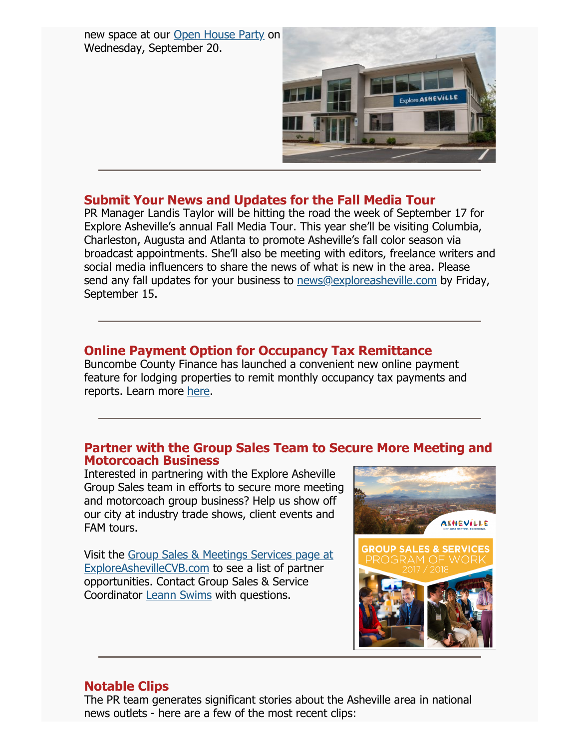new space at our Open House Party on Wednesday, September 20.

---

## Submit Your News and Updates for the Fall Media Tour

PR Manager Landis Taylor will be hitting the road the week of September 17 for Explore Asheville's annual Fall Media Tour. This year she'll be visiting Columbia, Charleston, Augusta and Atlanta to promote Asheville's fall color season via broadcast appointments. She'll also be meeting with editors, freelance writers and social media influencers to share the news of what is new in the area. Please send any fall updates for your business to news@exploreasheville.com by Friday, September 15.

---

## Online Payment Option for Occupancy Tax Remittance

Buncombe County Finance has launched a convenient new online payment feature for lodging properties to remit monthly occupancy tax payments and reports. Learn more here.

---

## Partner with the Group Sales Team to Secure More Meeting and Motorcoach Business

Interested in partnering with the Explore Asheville Group Sales team in efforts to secure more meeting and motorcoach group business? Help us show off our city at industry trade shows, client events and FAM tours.

Visit the Group Sales & Meetings Services page at ExploreAshevilleCVB.com to see a list of partner opportunities. Contact Group Sales & Service Coordinator Leann Swims with questions.

---

## Notable Clips

The PR team generates significant stories about the Asheville area in national news outlets - here are a few of the most recent clips: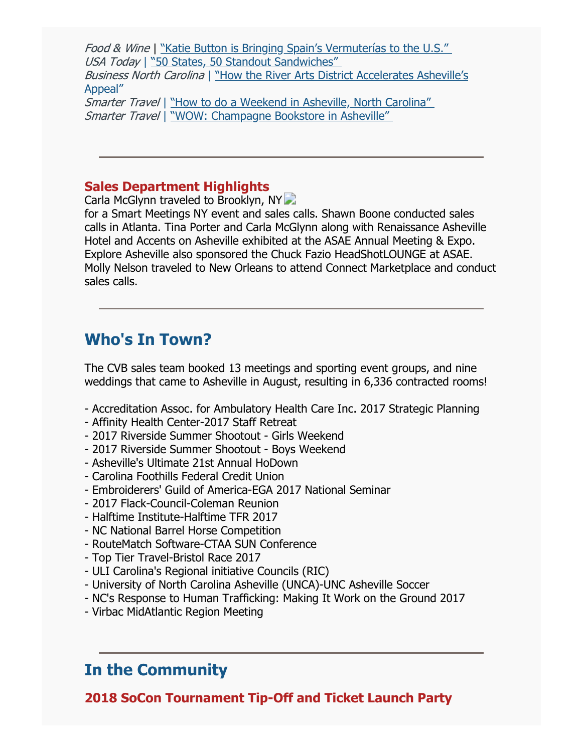*Food & Wine* | "Katie Button is Bringing Spain's Vermuterías to the U.S."
*USA Today* | "50 States, 50 Standout Sandwiches"
*Business North Carolina* | "How the River Arts District Accelerates Asheville's Appeal"
*Smarter Travel* | "How to do a Weekend in Asheville, North Carolina"
*Smarter Travel* | "WOW: Champagne Bookstore in Asheville"

---

### Sales Department Highlights

Carla McGlynn traveled to Brooklyn, NY for a Smart Meetings NY event and sales calls. Shawn Boone conducted sales calls in Atlanta. Tina Porter and Carla McGlynn along with Renaissance Asheville Hotel and Accents on Asheville exhibited at the ASAE Annual Meeting & Expo. Explore Asheville also sponsored the Chuck Fazio HeadShotLOUNGE at ASAE. Molly Nelson traveled to New Orleans to attend Connect Marketplace and conduct sales calls.

---

## Who's In Town?

The CVB sales team booked 13 meetings and sporting event groups, and nine weddings that came to Asheville in August, resulting in 6,336 contracted rooms!

- Accreditation Assoc. for Ambulatory Health Care Inc. 2017 Strategic Planning
- Affinity Health Center-2017 Staff Retreat
- 2017 Riverside Summer Shootout - Girls Weekend
- 2017 Riverside Summer Shootout - Boys Weekend
- Asheville's Ultimate 21st Annual HoDown
- Carolina Foothills Federal Credit Union
- Embroiderers' Guild of America-EGA 2017 National Seminar
- 2017 Flack-Council-Coleman Reunion
- Halftime Institute-Halftime TFR 2017
- NC National Barrel Horse Competition
- RouteMatch Software-CTAA SUN Conference
- Top Tier Travel-Bristol Race 2017
- ULI Carolina's Regional initiative Councils (RIC)
- University of North Carolina Asheville (UNCA)-UNC Asheville Soccer
- NC's Response to Human Trafficking: Making It Work on the Ground 2017
- Virbac MidAtlantic Region Meeting

---

## In the Community

### 2018 SoCon Tournament Tip-Off and Ticket Launch Party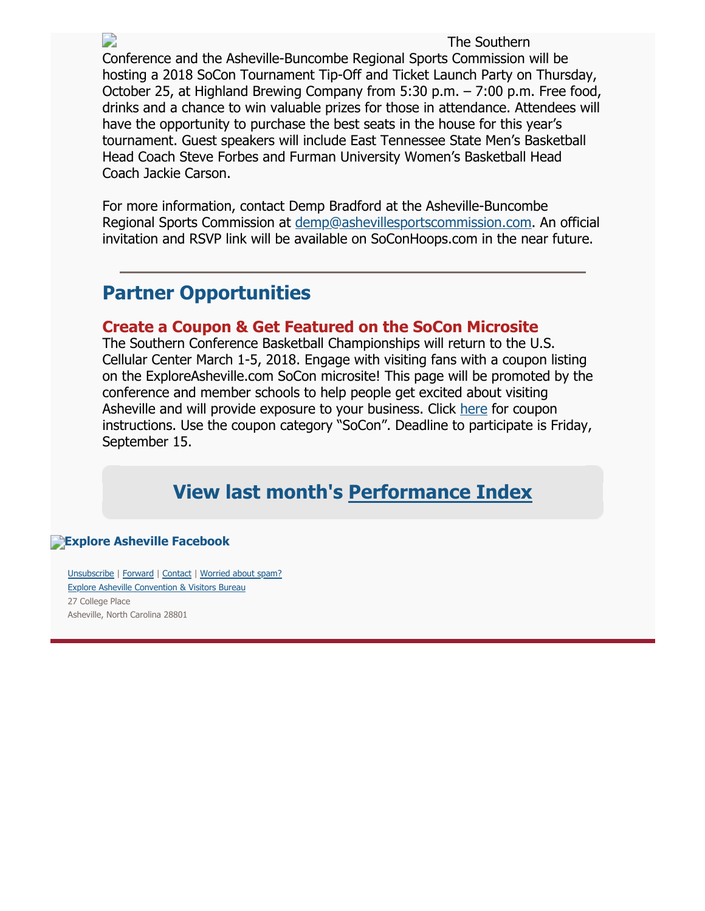The Southern Conference and the Asheville-Buncombe Regional Sports Commission will be hosting a 2018 SoCon Tournament Tip-Off and Ticket Launch Party on Thursday, October 25, at Highland Brewing Company from 5:30 p.m. – 7:00 p.m. Free food, drinks and a chance to win valuable prizes for those in attendance. Attendees will have the opportunity to purchase the best seats in the house for this year's tournament. Guest speakers will include East Tennessee State Men's Basketball Head Coach Steve Forbes and Furman University Women's Basketball Head Coach Jackie Carson.

For more information, contact Demp Bradford at the Asheville-Buncombe Regional Sports Commission at demp@ashevillesportscommission.com. An official invitation and RSVP link will be available on SoConHoops.com in the near future.

---

## Partner Opportunities

### Create a Coupon & Get Featured on the SoCon Microsite

The Southern Conference Basketball Championships will return to the U.S. Cellular Center March 1-5, 2018. Engage with visiting fans with a coupon listing on the ExploreAsheville.com SoCon microsite! This page will be promoted by the conference and member schools to help people get excited about visiting Asheville and will provide exposure to your business. Click here for coupon instructions. Use the coupon category "SoCon". Deadline to participate is Friday, September 15.

## View last month's Performance Index

**Explore Asheville Facebook**

Unsubscribe | Forward | Contact | Worried about spam?
Explore Asheville Convention & Visitors Bureau
27 College Place
Asheville, North Carolina 28801